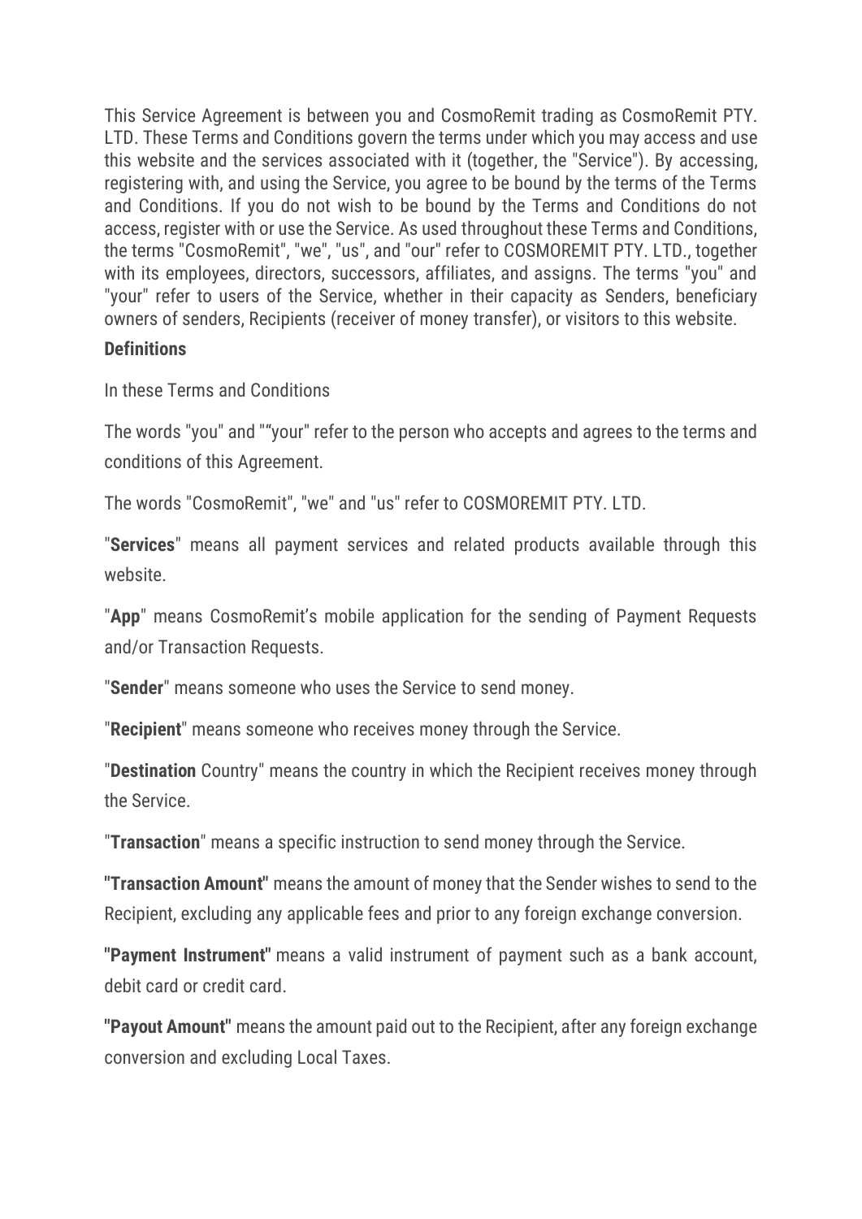This Service Agreement is between you and CosmoRemit trading as CosmoRemit PTY. LTD. These Terms and Conditions govern the terms under which you may access and use this website and the services associated with it (together, the "Service"). By accessing, registering with, and using the Service, you agree to be bound by the terms of the Terms and Conditions. If you do not wish to be bound by the Terms and Conditions do not access, register with or use the Service. As used throughout these Terms and Conditions, the terms "CosmoRemit", "we", "us", and "our" refer to COSMOREMIT PTY. LTD., together with its employees, directors, successors, affiliates, and assigns. The terms "you" and "your" refer to users of the Service, whether in their capacity as Senders, beneficiary owners of senders, Recipients (receiver of money transfer), or visitors to this website.

**Definitions**

In these Terms and Conditions

The words "you" and ""your" refer to the person who accepts and agrees to the terms and conditions of this Agreement.

The words "CosmoRemit", "we" and "us" refer to COSMOREMIT PTY. LTD.

"**Services**" means all payment services and related products available through this website.

"**App**" means CosmoRemit's mobile application for the sending of Payment Requests and/or Transaction Requests.

"**Sender**" means someone who uses the Service to send money.

"**Recipient**" means someone who receives money through the Service.

"**Destination** Country" means the country in which the Recipient receives money through the Service.

"**Transaction**" means a specific instruction to send money through the Service.

**"Transaction Amount"** means the amount of money that the Sender wishes to send to the Recipient, excluding any applicable fees and prior to any foreign exchange conversion.

**"Payment Instrument"** means a valid instrument of payment such as a bank account, debit card or credit card.

**"Payout Amount"** means the amount paid out to the Recipient, after any foreign exchange conversion and excluding Local Taxes.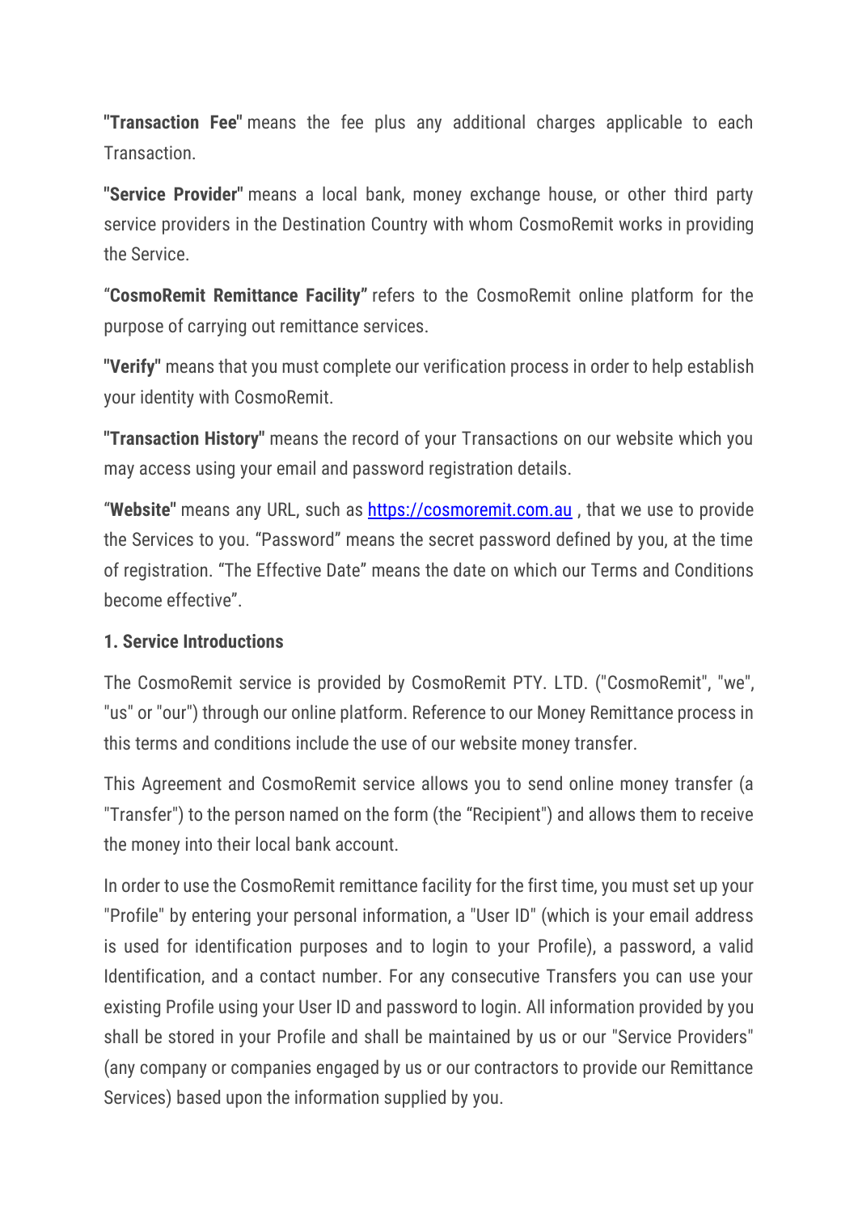**"Transaction Fee"** means the fee plus any additional charges applicable to each Transaction.

**"Service Provider"** means a local bank, money exchange house, or other third party service providers in the Destination Country with whom CosmoRemit works in providing the Service.

"**CosmoRemit Remittance Facility"** refers to the CosmoRemit online platform for the purpose of carrying out remittance services.

**"Verify"** means that you must complete our verification process in order to help establish your identity with CosmoRemit.

**"Transaction History"** means the record of your Transactions on our website which you may access using your email and password registration details.

"**Website"** means any URL, such as [https://cosmoremit.com.au](https://cosmoremit.com.au) , that we use to provide the Services to you. "Password" means the secret password defined by you, at the time of registration. "The Effective Date" means the date on which our Terms and Conditions become effective".

**1. Service Introductions**

The CosmoRemit service is provided by CosmoRemit PTY. LTD. ("CosmoRemit", "we", "us" or "our") through our online platform. Reference to our Money Remittance process in this terms and conditions include the use of our website money transfer.

This Agreement and CosmoRemit service allows you to send online money transfer (a "Transfer") to the person named on the form (the "Recipient") and allows them to receive the money into their local bank account.

In order to use the CosmoRemit remittance facility for the first time, you must set up your "Profile" by entering your personal information, a "User ID" (which is your email address is used for identification purposes and to login to your Profile), a password, a valid Identification, and a contact number. For any consecutive Transfers you can use your existing Profile using your User ID and password to login. All information provided by you shall be stored in your Profile and shall be maintained by us or our "Service Providers" (any company or companies engaged by us or our contractors to provide our Remittance Services) based upon the information supplied by you.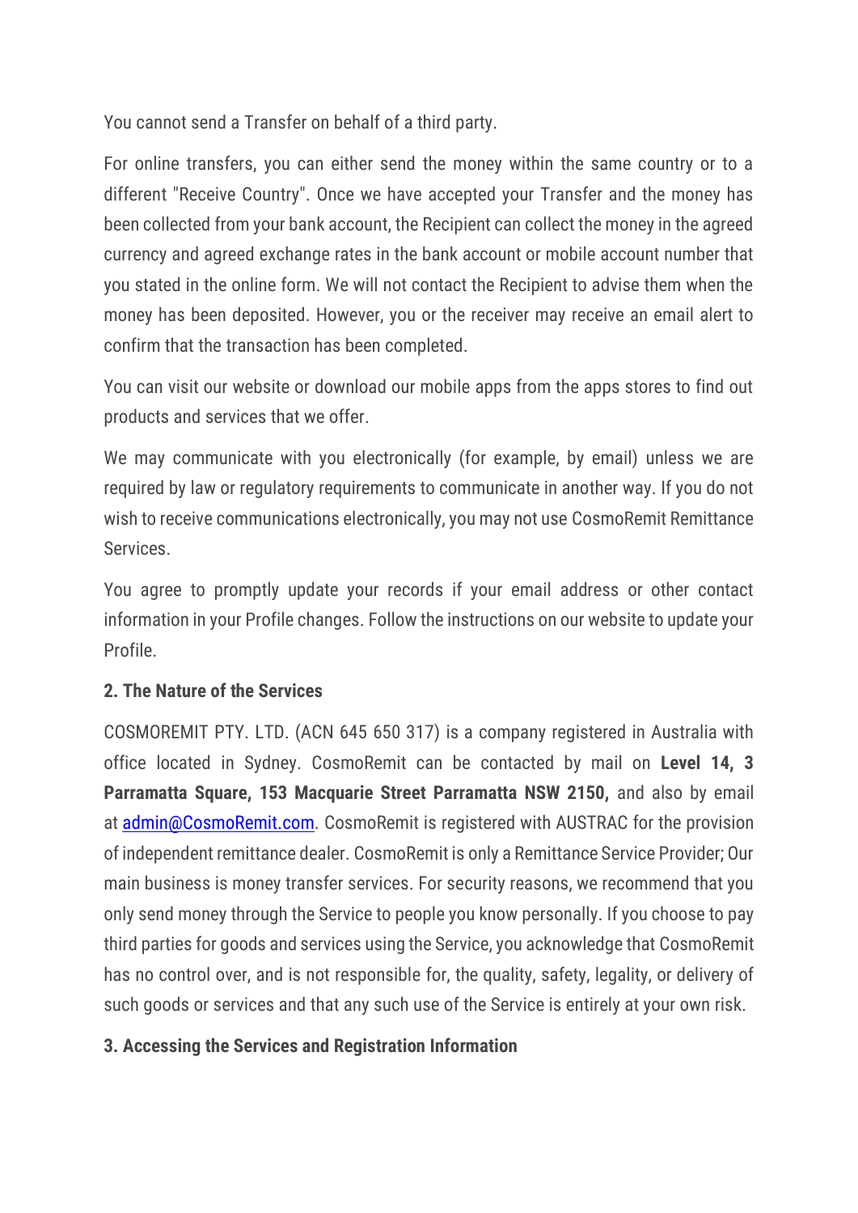You cannot send a Transfer on behalf of a third party.

For online transfers, you can either send the money within the same country or to a different "Receive Country". Once we have accepted your Transfer and the money has been collected from your bank account, the Recipient can collect the money in the agreed currency and agreed exchange rates in the bank account or mobile account number that you stated in the online form. We will not contact the Recipient to advise them when the money has been deposited. However, you or the receiver may receive an email alert to confirm that the transaction has been completed.

You can visit our website or download our mobile apps from the apps stores to find out products and services that we offer.

We may communicate with you electronically (for example, by email) unless we are required by law or regulatory requirements to communicate in another way. If you do not wish to receive communications electronically, you may not use CosmoRemit Remittance Services.

You agree to promptly update your records if your email address or other contact information in your Profile changes. Follow the instructions on our website to update your Profile.

**2. The Nature of the Services**

COSMOREMIT PTY. LTD. (ACN 645 650 317) is a company registered in Australia with office located in Sydney. CosmoRemit can be contacted by mail on **Level 14, 3 Parramatta Square, 153 Macquarie Street Parramatta NSW 2150,** and also by email at [admin@CosmoRemit.com](mailto:admin@CosmoRemit.com). CosmoRemit is registered with AUSTRAC for the provision of independent remittance dealer. CosmoRemit is only a Remittance Service Provider; Our main business is money transfer services. For security reasons, we recommend that you only send money through the Service to people you know personally. If you choose to pay third parties for goods and services using the Service, you acknowledge that CosmoRemit has no control over, and is not responsible for, the quality, safety, legality, or delivery of such goods or services and that any such use of the Service is entirely at your own risk.

**3. Accessing the Services and Registration Information**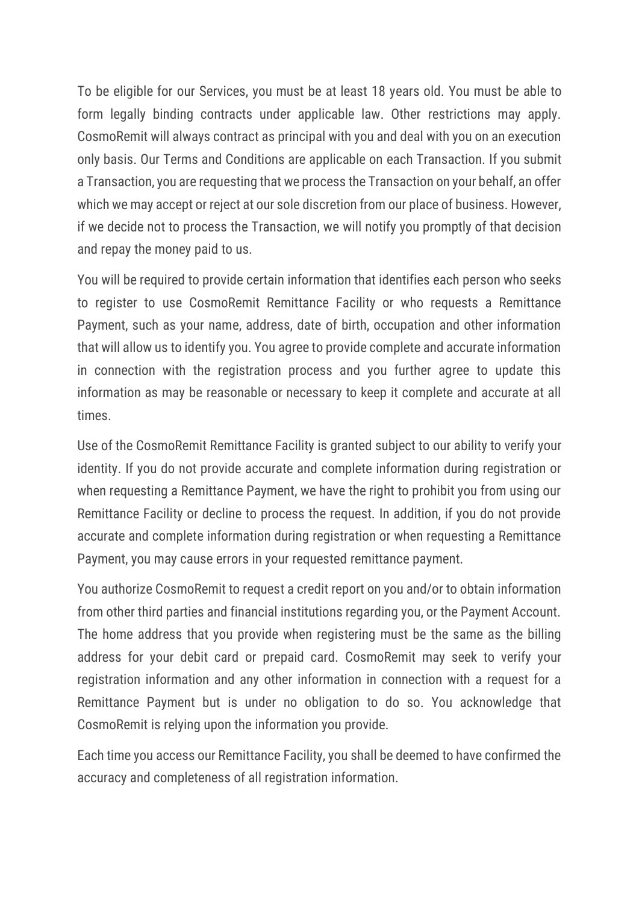To be eligible for our Services, you must be at least 18 years old. You must be able to form legally binding contracts under applicable law. Other restrictions may apply. CosmoRemit will always contract as principal with you and deal with you on an execution only basis. Our Terms and Conditions are applicable on each Transaction. If you submit a Transaction, you are requesting that we process the Transaction on your behalf, an offer which we may accept or reject at our sole discretion from our place of business. However, if we decide not to process the Transaction, we will notify you promptly of that decision and repay the money paid to us.

You will be required to provide certain information that identifies each person who seeks to register to use CosmoRemit Remittance Facility or who requests a Remittance Payment, such as your name, address, date of birth, occupation and other information that will allow us to identify you. You agree to provide complete and accurate information in connection with the registration process and you further agree to update this information as may be reasonable or necessary to keep it complete and accurate at all times.

Use of the CosmoRemit Remittance Facility is granted subject to our ability to verify your identity. If you do not provide accurate and complete information during registration or when requesting a Remittance Payment, we have the right to prohibit you from using our Remittance Facility or decline to process the request. In addition, if you do not provide accurate and complete information during registration or when requesting a Remittance Payment, you may cause errors in your requested remittance payment.

You authorize CosmoRemit to request a credit report on you and/or to obtain information from other third parties and financial institutions regarding you, or the Payment Account. The home address that you provide when registering must be the same as the billing address for your debit card or prepaid card. CosmoRemit may seek to verify your registration information and any other information in connection with a request for a Remittance Payment but is under no obligation to do so. You acknowledge that CosmoRemit is relying upon the information you provide.

Each time you access our Remittance Facility, you shall be deemed to have confirmed the accuracy and completeness of all registration information.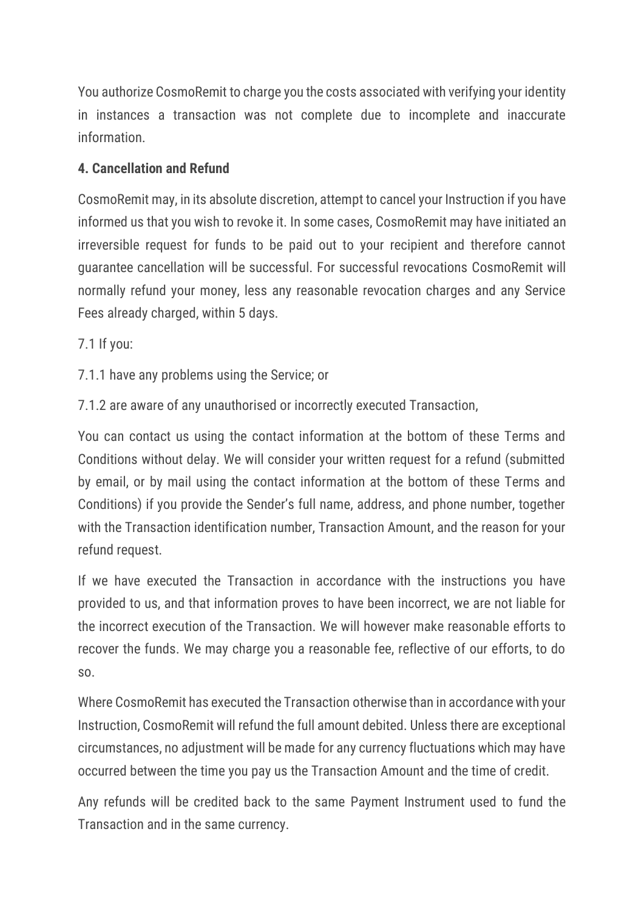You authorize CosmoRemit to charge you the costs associated with verifying your identity in instances a transaction was not complete due to incomplete and inaccurate information.

**4. Cancellation and Refund**

CosmoRemit may, in its absolute discretion, attempt to cancel your Instruction if you have informed us that you wish to revoke it. In some cases, CosmoRemit may have initiated an irreversible request for funds to be paid out to your recipient and therefore cannot guarantee cancellation will be successful. For successful revocations CosmoRemit will normally refund your money, less any reasonable revocation charges and any Service Fees already charged, within 5 days.

7.1 If you:

7.1.1 have any problems using the Service; or

7.1.2 are aware of any unauthorised or incorrectly executed Transaction,

You can contact us using the contact information at the bottom of these Terms and Conditions without delay. We will consider your written request for a refund (submitted by email, or by mail using the contact information at the bottom of these Terms and Conditions) if you provide the Sender's full name, address, and phone number, together with the Transaction identification number, Transaction Amount, and the reason for your refund request.

If we have executed the Transaction in accordance with the instructions you have provided to us, and that information proves to have been incorrect, we are not liable for the incorrect execution of the Transaction. We will however make reasonable efforts to recover the funds. We may charge you a reasonable fee, reflective of our efforts, to do so.

Where CosmoRemit has executed the Transaction otherwise than in accordance with your Instruction, CosmoRemit will refund the full amount debited. Unless there are exceptional circumstances, no adjustment will be made for any currency fluctuations which may have occurred between the time you pay us the Transaction Amount and the time of credit.

Any refunds will be credited back to the same Payment Instrument used to fund the Transaction and in the same currency.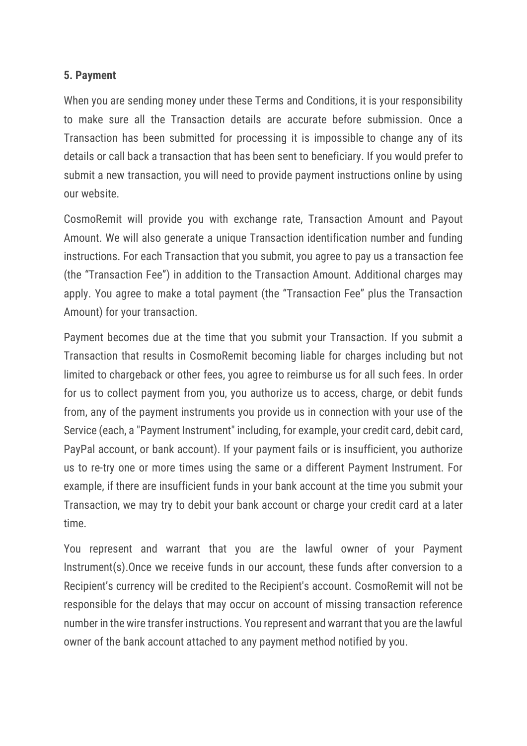### 5. Payment

When you are sending money under these Terms and Conditions, it is your responsibility to make sure all the Transaction details are accurate before submission. Once a Transaction has been submitted for processing it is impossible to change any of its details or call back a transaction that has been sent to beneficiary. If you would prefer to submit a new transaction, you will need to provide payment instructions online by using our website.

CosmoRemit will provide you with exchange rate, Transaction Amount and Payout Amount. We will also generate a unique Transaction identification number and funding instructions. For each Transaction that you submit, you agree to pay us a transaction fee (the "Transaction Fee") in addition to the Transaction Amount. Additional charges may apply. You agree to make a total payment (the "Transaction Fee" plus the Transaction Amount) for your transaction.

Payment becomes due at the time that you submit your Transaction. If you submit a Transaction that results in CosmoRemit becoming liable for charges including but not limited to chargeback or other fees, you agree to reimburse us for all such fees. In order for us to collect payment from you, you authorize us to access, charge, or debit funds from, any of the payment instruments you provide us in connection with your use of the Service (each, a "Payment Instrument" including, for example, your credit card, debit card, PayPal account, or bank account). If your payment fails or is insufficient, you authorize us to re-try one or more times using the same or a different Payment Instrument. For example, if there are insufficient funds in your bank account at the time you submit your Transaction, we may try to debit your bank account or charge your credit card at a later time.

You represent and warrant that you are the lawful owner of your Payment Instrument(s).Once we receive funds in our account, these funds after conversion to a Recipient's currency will be credited to the Recipient's account. CosmoRemit will not be responsible for the delays that may occur on account of missing transaction reference number in the wire transfer instructions. You represent and warrant that you are the lawful owner of the bank account attached to any payment method notified by you.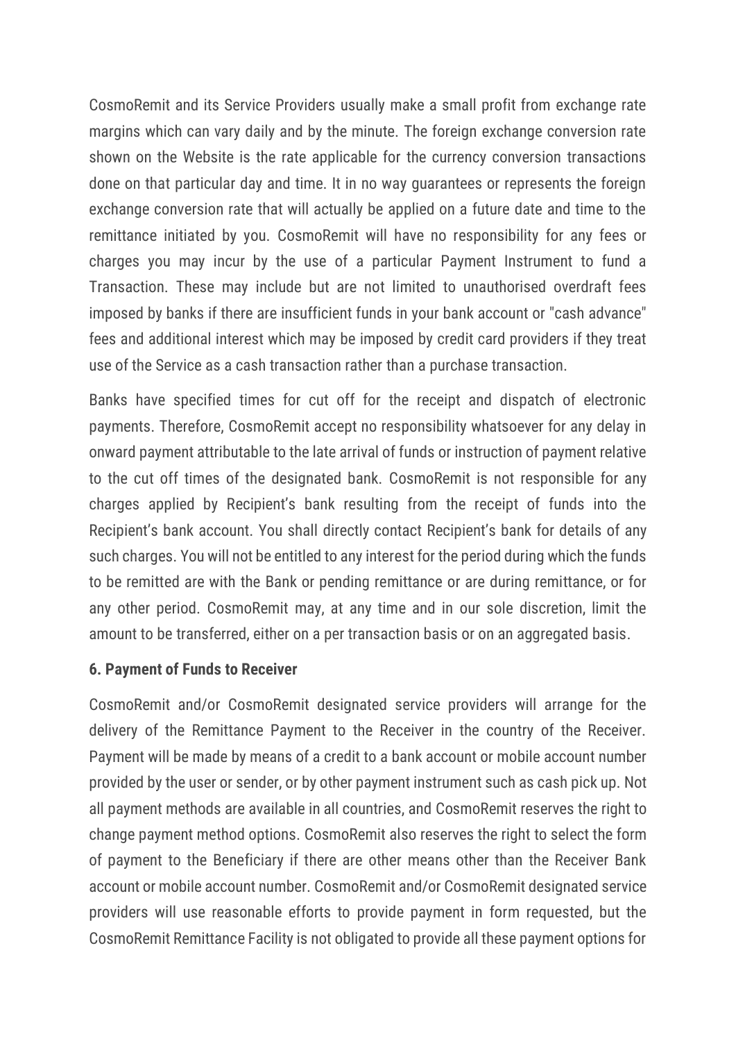CosmoRemit and its Service Providers usually make a small profit from exchange rate margins which can vary daily and by the minute. The foreign exchange conversion rate shown on the Website is the rate applicable for the currency conversion transactions done on that particular day and time. It in no way guarantees or represents the foreign exchange conversion rate that will actually be applied on a future date and time to the remittance initiated by you. CosmoRemit will have no responsibility for any fees or charges you may incur by the use of a particular Payment Instrument to fund a Transaction. These may include but are not limited to unauthorised overdraft fees imposed by banks if there are insufficient funds in your bank account or "cash advance" fees and additional interest which may be imposed by credit card providers if they treat use of the Service as a cash transaction rather than a purchase transaction.

Banks have specified times for cut off for the receipt and dispatch of electronic payments. Therefore, CosmoRemit accept no responsibility whatsoever for any delay in onward payment attributable to the late arrival of funds or instruction of payment relative to the cut off times of the designated bank. CosmoRemit is not responsible for any charges applied by Recipient's bank resulting from the receipt of funds into the Recipient's bank account. You shall directly contact Recipient's bank for details of any such charges. You will not be entitled to any interest for the period during which the funds to be remitted are with the Bank or pending remittance or are during remittance, or for any other period. CosmoRemit may, at any time and in our sole discretion, limit the amount to be transferred, either on a per transaction basis or on an aggregated basis.

**6. Payment of Funds to Receiver**

CosmoRemit and/or CosmoRemit designated service providers will arrange for the delivery of the Remittance Payment to the Receiver in the country of the Receiver. Payment will be made by means of a credit to a bank account or mobile account number provided by the user or sender, or by other payment instrument such as cash pick up. Not all payment methods are available in all countries, and CosmoRemit reserves the right to change payment method options. CosmoRemit also reserves the right to select the form of payment to the Beneficiary if there are other means other than the Receiver Bank account or mobile account number. CosmoRemit and/or CosmoRemit designated service providers will use reasonable efforts to provide payment in form requested, but the CosmoRemit Remittance Facility is not obligated to provide all these payment options for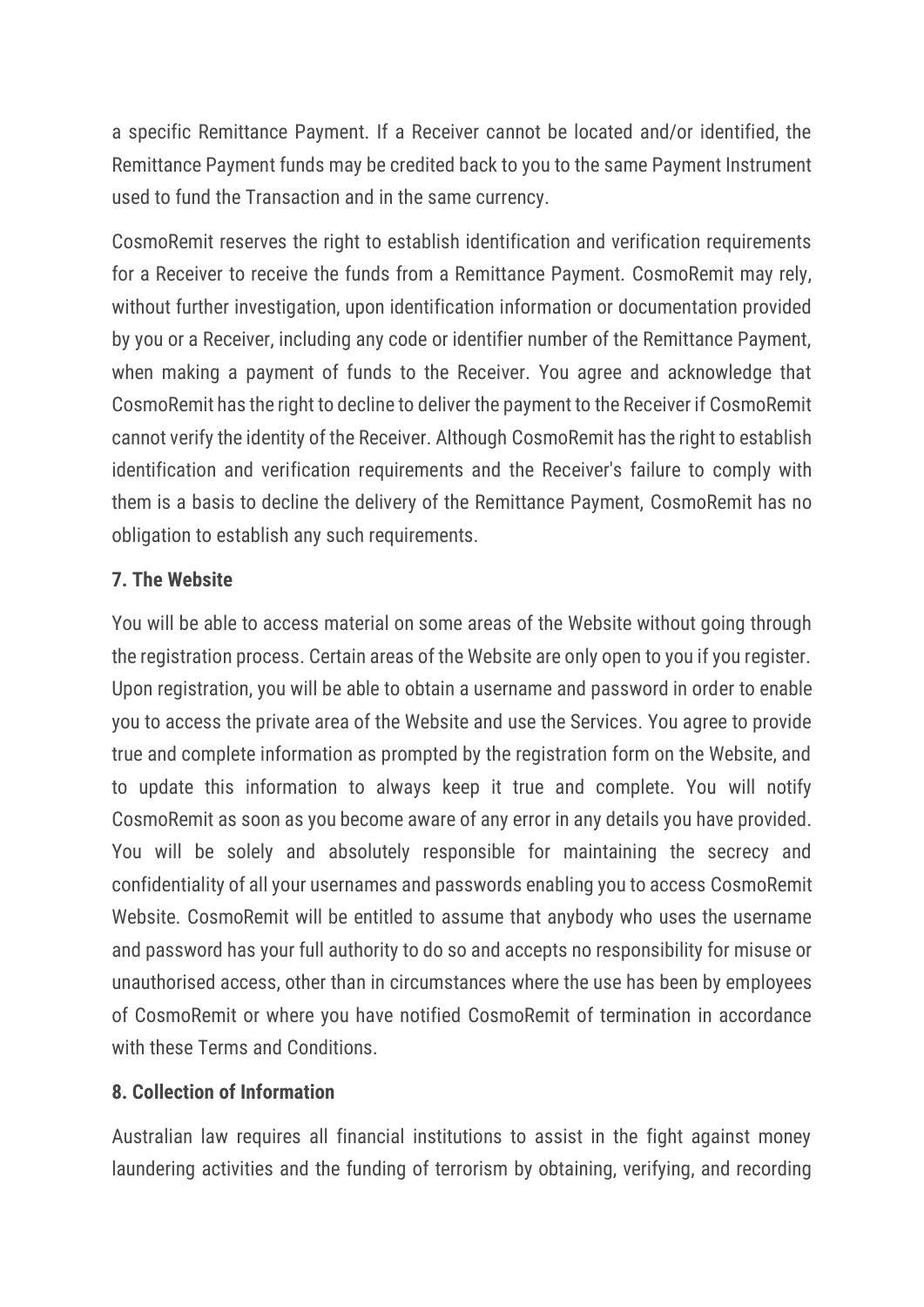a specific Remittance Payment. If a Receiver cannot be located and/or identified, the Remittance Payment funds may be credited back to you to the same Payment Instrument used to fund the Transaction and in the same currency.

CosmoRemit reserves the right to establish identification and verification requirements for a Receiver to receive the funds from a Remittance Payment. CosmoRemit may rely, without further investigation, upon identification information or documentation provided by you or a Receiver, including any code or identifier number of the Remittance Payment, when making a payment of funds to the Receiver. You agree and acknowledge that CosmoRemit has the right to decline to deliver the payment to the Receiver if CosmoRemit cannot verify the identity of the Receiver. Although CosmoRemit has the right to establish identification and verification requirements and the Receiver's failure to comply with them is a basis to decline the delivery of the Remittance Payment, CosmoRemit has no obligation to establish any such requirements.

### 7. The Website

You will be able to access material on some areas of the Website without going through the registration process. Certain areas of the Website are only open to you if you register. Upon registration, you will be able to obtain a username and password in order to enable you to access the private area of the Website and use the Services. You agree to provide true and complete information as prompted by the registration form on the Website, and to update this information to always keep it true and complete. You will notify CosmoRemit as soon as you become aware of any error in any details you have provided. You will be solely and absolutely responsible for maintaining the secrecy and confidentiality of all your usernames and passwords enabling you to access CosmoRemit Website. CosmoRemit will be entitled to assume that anybody who uses the username and password has your full authority to do so and accepts no responsibility for misuse or unauthorised access, other than in circumstances where the use has been by employees of CosmoRemit or where you have notified CosmoRemit of termination in accordance with these Terms and Conditions.

### 8. Collection of Information

Australian law requires all financial institutions to assist in the fight against money laundering activities and the funding of terrorism by obtaining, verifying, and recording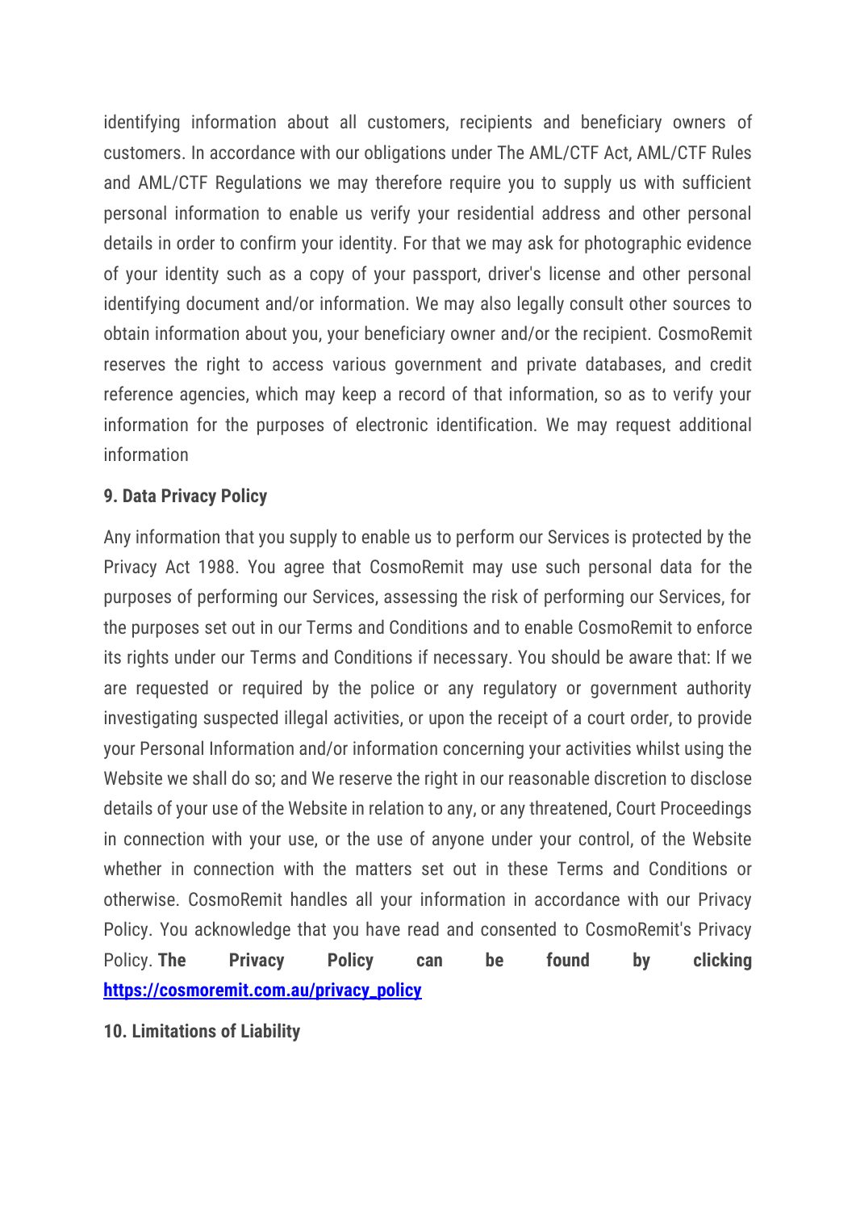identifying information about all customers, recipients and beneficiary owners of customers. In accordance with our obligations under The AML/CTF Act, AML/CTF Rules and AML/CTF Regulations we may therefore require you to supply us with sufficient personal information to enable us verify your residential address and other personal details in order to confirm your identity. For that we may ask for photographic evidence of your identity such as a copy of your passport, driver's license and other personal identifying document and/or information. We may also legally consult other sources to obtain information about you, your beneficiary owner and/or the recipient. CosmoRemit reserves the right to access various government and private databases, and credit reference agencies, which may keep a record of that information, so as to verify your information for the purposes of electronic identification. We may request additional information

**9. Data Privacy Policy**

Any information that you supply to enable us to perform our Services is protected by the Privacy Act 1988. You agree that CosmoRemit may use such personal data for the purposes of performing our Services, assessing the risk of performing our Services, for the purposes set out in our Terms and Conditions and to enable CosmoRemit to enforce its rights under our Terms and Conditions if necessary. You should be aware that: If we are requested or required by the police or any regulatory or government authority investigating suspected illegal activities, or upon the receipt of a court order, to provide your Personal Information and/or information concerning your activities whilst using the Website we shall do so; and We reserve the right in our reasonable discretion to disclose details of your use of the Website in relation to any, or any threatened, Court Proceedings in connection with your use, or the use of anyone under your control, of the Website whether in connection with the matters set out in these Terms and Conditions or otherwise. CosmoRemit handles all your information in accordance with our Privacy Policy. You acknowledge that you have read and consented to CosmoRemit's Privacy Policy. **The Privacy Policy can be found by clicking [https://cosmoremit.com.au/privacy_policy](https://cosmoremit.com.au/privacy_policy)**

**10. Limitations of Liability**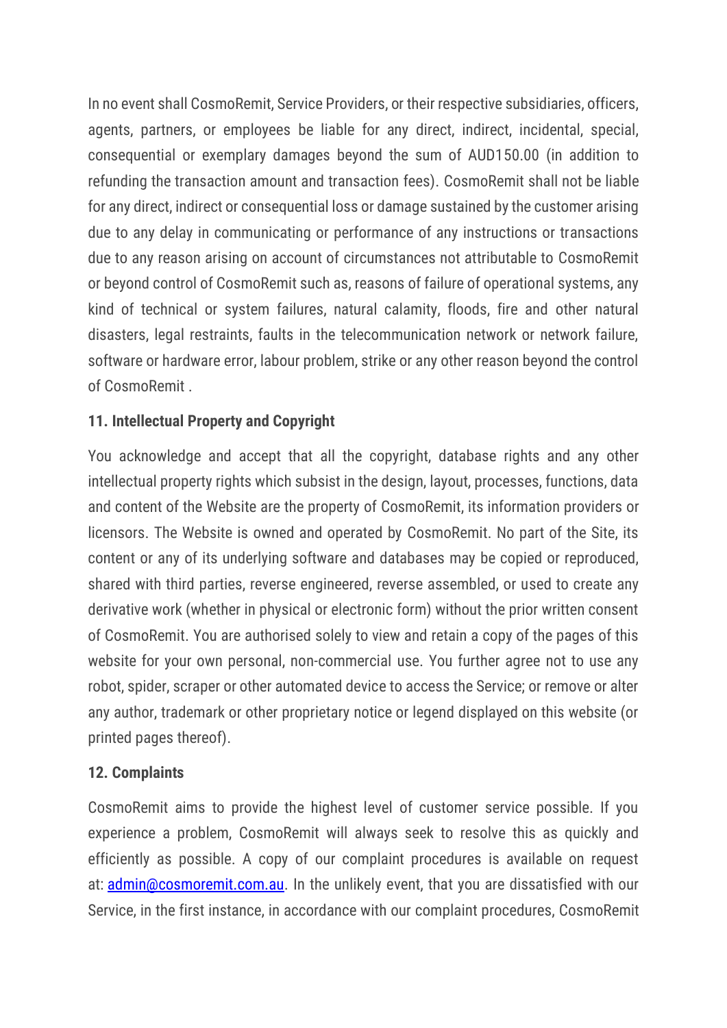In no event shall CosmoRemit, Service Providers, or their respective subsidiaries, officers, agents, partners, or employees be liable for any direct, indirect, incidental, special, consequential or exemplary damages beyond the sum of AUD150.00 (in addition to refunding the transaction amount and transaction fees). CosmoRemit shall not be liable for any direct, indirect or consequential loss or damage sustained by the customer arising due to any delay in communicating or performance of any instructions or transactions due to any reason arising on account of circumstances not attributable to CosmoRemit or beyond control of CosmoRemit such as, reasons of failure of operational systems, any kind of technical or system failures, natural calamity, floods, fire and other natural disasters, legal restraints, faults in the telecommunication network or network failure, software or hardware error, labour problem, strike or any other reason beyond the control of CosmoRemit .

**11. Intellectual Property and Copyright**

You acknowledge and accept that all the copyright, database rights and any other intellectual property rights which subsist in the design, layout, processes, functions, data and content of the Website are the property of CosmoRemit, its information providers or licensors. The Website is owned and operated by CosmoRemit. No part of the Site, its content or any of its underlying software and databases may be copied or reproduced, shared with third parties, reverse engineered, reverse assembled, or used to create any derivative work (whether in physical or electronic form) without the prior written consent of CosmoRemit. You are authorised solely to view and retain a copy of the pages of this website for your own personal, non-commercial use. You further agree not to use any robot, spider, scraper or other automated device to access the Service; or remove or alter any author, trademark or other proprietary notice or legend displayed on this website (or printed pages thereof).

**12. Complaints**

CosmoRemit aims to provide the highest level of customer service possible. If you experience a problem, CosmoRemit will always seek to resolve this as quickly and efficiently as possible. A copy of our complaint procedures is available on request at: [admin@cosmoremit.com.au](mailto:admin@cosmoremit.com.au). In the unlikely event, that you are dissatisfied with our Service, in the first instance, in accordance with our complaint procedures, CosmoRemit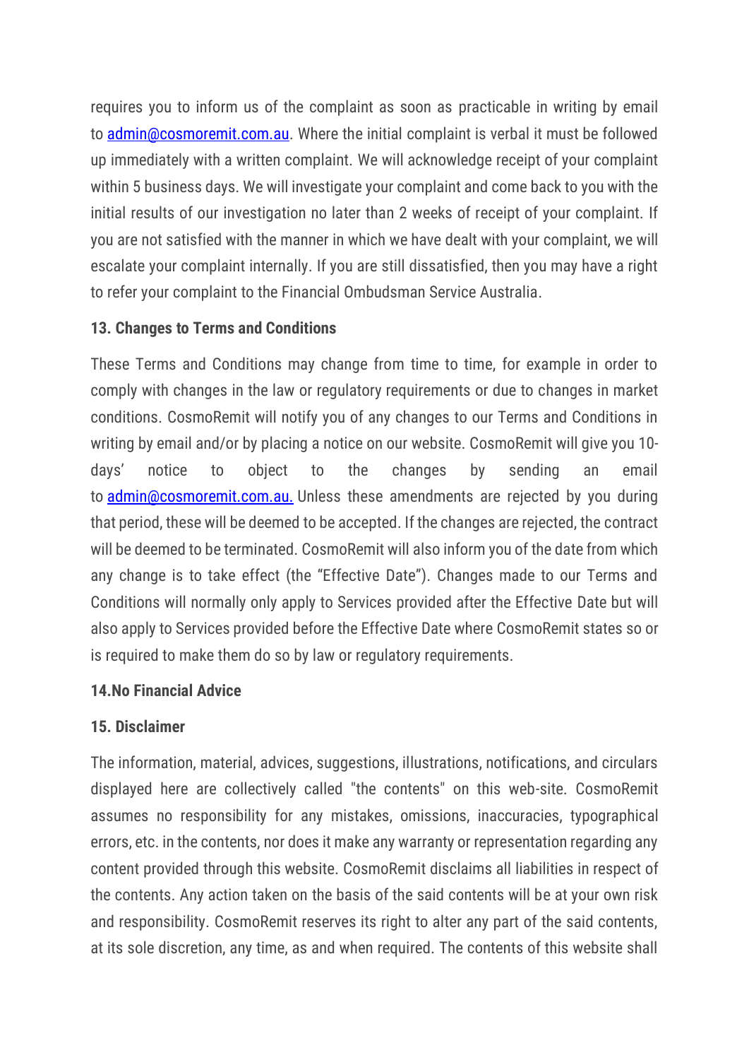requires you to inform us of the complaint as soon as practicable in writing by email to [admin@cosmoremit.com.au](mailto:admin@cosmoremit.com.au). Where the initial complaint is verbal it must be followed up immediately with a written complaint. We will acknowledge receipt of your complaint within 5 business days. We will investigate your complaint and come back to you with the initial results of our investigation no later than 2 weeks of receipt of your complaint. If you are not satisfied with the manner in which we have dealt with your complaint, we will escalate your complaint internally. If you are still dissatisfied, then you may have a right to refer your complaint to the Financial Ombudsman Service Australia.

**13. Changes to Terms and Conditions**

These Terms and Conditions may change from time to time, for example in order to comply with changes in the law or regulatory requirements or due to changes in market conditions. CosmoRemit will notify you of any changes to our Terms and Conditions in writing by email and/or by placing a notice on our website. CosmoRemit will give you 10-days' notice to object to the changes by sending an email to [admin@cosmoremit.com.au.](mailto:admin@cosmoremit.com.au) Unless these amendments are rejected by you during that period, these will be deemed to be accepted. If the changes are rejected, the contract will be deemed to be terminated. CosmoRemit will also inform you of the date from which any change is to take effect (the "Effective Date"). Changes made to our Terms and Conditions will normally only apply to Services provided after the Effective Date but will also apply to Services provided before the Effective Date where CosmoRemit states so or is required to make them do so by law or regulatory requirements.

**14.No Financial Advice**

**15. Disclaimer**

The information, material, advices, suggestions, illustrations, notifications, and circulars displayed here are collectively called "the contents" on this web-site. CosmoRemit assumes no responsibility for any mistakes, omissions, inaccuracies, typographical errors, etc. in the contents, nor does it make any warranty or representation regarding any content provided through this website. CosmoRemit disclaims all liabilities in respect of the contents. Any action taken on the basis of the said contents will be at your own risk and responsibility. CosmoRemit reserves its right to alter any part of the said contents, at its sole discretion, any time, as and when required. The contents of this website shall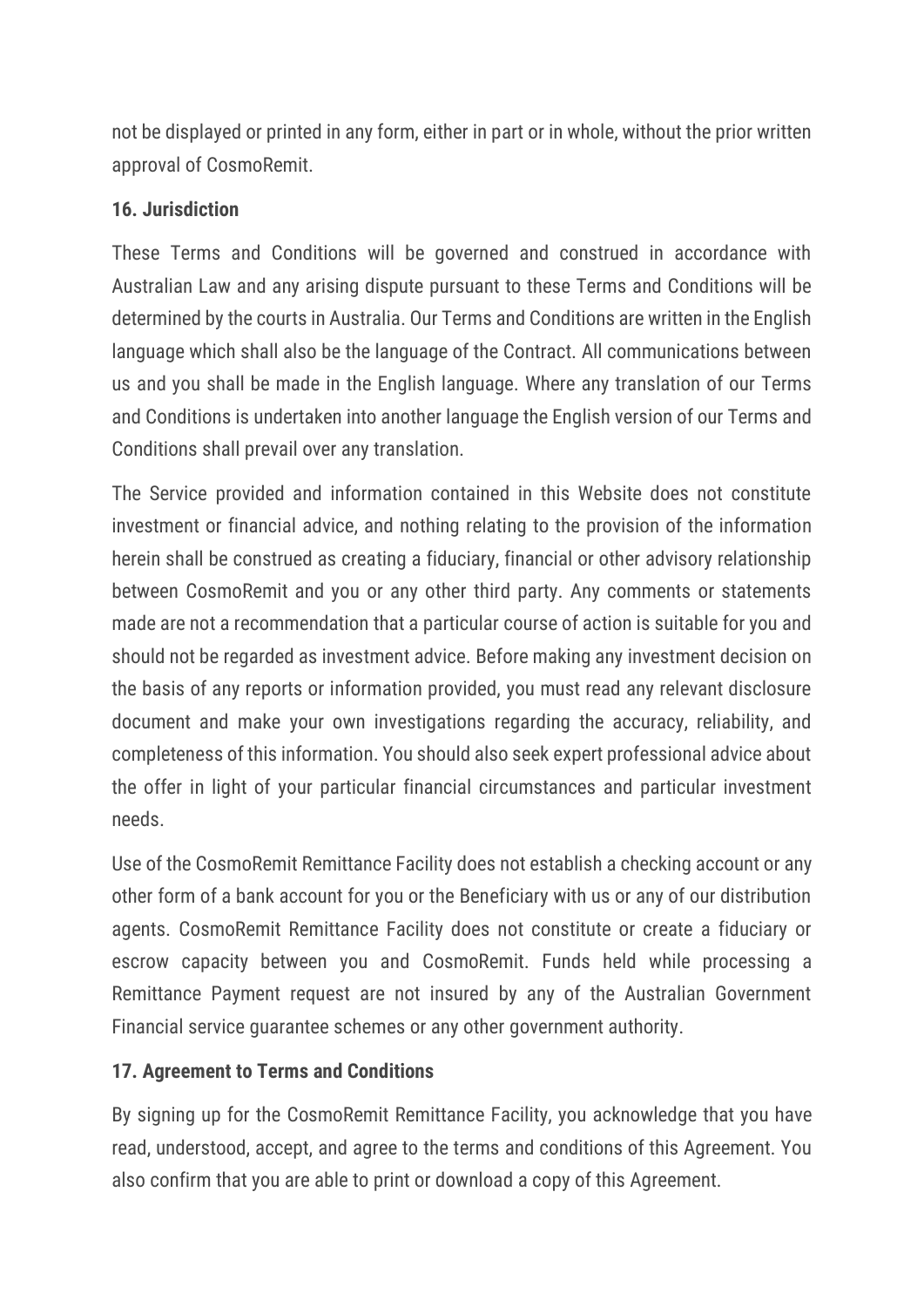not be displayed or printed in any form, either in part or in whole, without the prior written approval of CosmoRemit.

**16. Jurisdiction**

These Terms and Conditions will be governed and construed in accordance with Australian Law and any arising dispute pursuant to these Terms and Conditions will be determined by the courts in Australia. Our Terms and Conditions are written in the English language which shall also be the language of the Contract. All communications between us and you shall be made in the English language. Where any translation of our Terms and Conditions is undertaken into another language the English version of our Terms and Conditions shall prevail over any translation.

The Service provided and information contained in this Website does not constitute investment or financial advice, and nothing relating to the provision of the information herein shall be construed as creating a fiduciary, financial or other advisory relationship between CosmoRemit and you or any other third party. Any comments or statements made are not a recommendation that a particular course of action is suitable for you and should not be regarded as investment advice. Before making any investment decision on the basis of any reports or information provided, you must read any relevant disclosure document and make your own investigations regarding the accuracy, reliability, and completeness of this information. You should also seek expert professional advice about the offer in light of your particular financial circumstances and particular investment needs.

Use of the CosmoRemit Remittance Facility does not establish a checking account or any other form of a bank account for you or the Beneficiary with us or any of our distribution agents. CosmoRemit Remittance Facility does not constitute or create a fiduciary or escrow capacity between you and CosmoRemit. Funds held while processing a Remittance Payment request are not insured by any of the Australian Government Financial service guarantee schemes or any other government authority.

**17. Agreement to Terms and Conditions**

By signing up for the CosmoRemit Remittance Facility, you acknowledge that you have read, understood, accept, and agree to the terms and conditions of this Agreement. You also confirm that you are able to print or download a copy of this Agreement.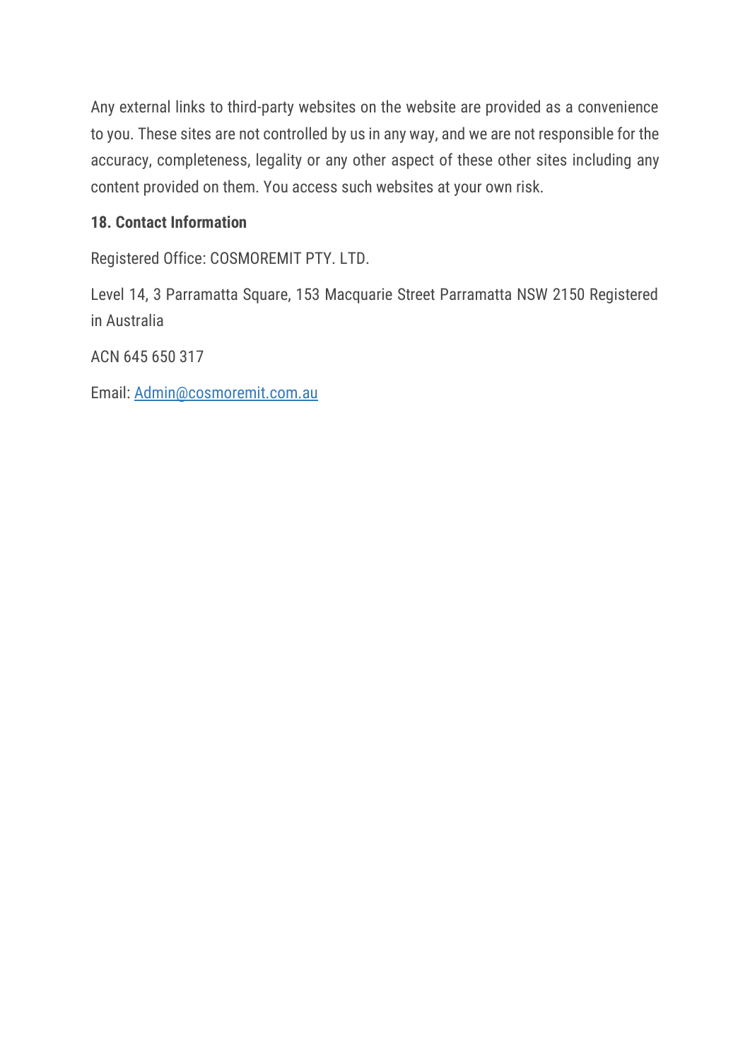Any external links to third-party websites on the website are provided as a convenience to you. These sites are not controlled by us in any way, and we are not responsible for the accuracy, completeness, legality or any other aspect of these other sites including any content provided on them. You access such websites at your own risk.

**18. Contact Information**

Registered Office: COSMOREMIT PTY. LTD.

Level 14, 3 Parramatta Square, 153 Macquarie Street Parramatta NSW 2150 Registered in Australia

ACN 645 650 317

Email: [Admin@cosmoremit.com.au](mailto:Admin@cosmoremit.com.au)